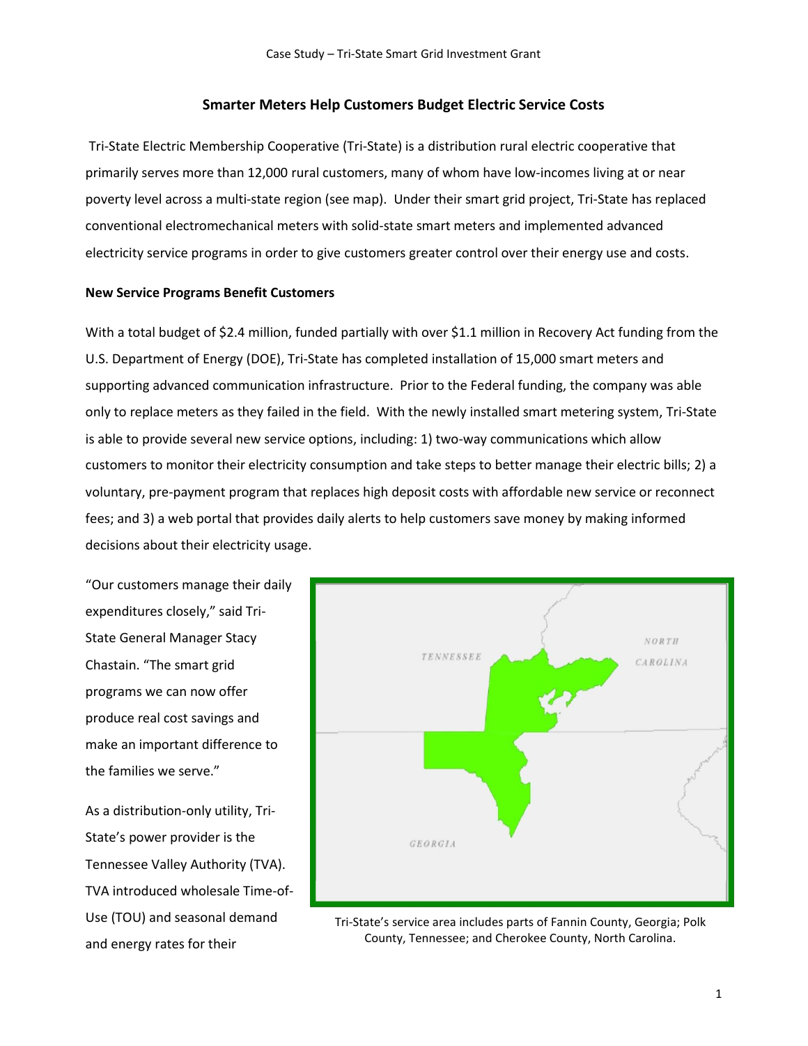## Smarter Meters Help Customers Budget Electric Service Costs

Tri-State Electric Membership Cooperative (Tri-State) is a distribution rural electric cooperative that primarily serves more than 12,000 rural customers, many of whom have low-incomes living at or near poverty level across a multi-state region (see map). Under their smart grid project, Tri-State has replaced conventional electromechanical meters with solid-state smart meters and implemented advanced electricity service programs in order to give customers greater control over their energy use and costs.

**New Service Programs Benefit Customers**

With a total budget of $2.4 million, funded partially with over $1.1 million in Recovery Act funding from the U.S. Department of Energy (DOE), Tri-State has completed installation of 15,000 smart meters and supporting advanced communication infrastructure. Prior to the Federal funding, the company was able only to replace meters as they failed in the field. With the newly installed smart metering system, Tri-State is able to provide several new service options, including: 1) two-way communications which allow customers to monitor their electricity consumption and take steps to better manage their electric bills; 2) a voluntary, pre-payment program that replaces high deposit costs with affordable new service or reconnect fees; and 3) a web portal that provides daily alerts to help customers save money by making informed decisions about their electricity usage.

"Our customers manage their daily expenditures closely," said Tri-State General Manager Stacy Chastain. "The smart grid programs we can now offer produce real cost savings and make an important difference to the families we serve."

Tri-State's service area includes parts of Fannin County, Georgia; Polk County, Tennessee; and Cherokee County, North Carolina.

As a distribution-only utility, Tri-State's power provider is the Tennessee Valley Authority (TVA). TVA introduced wholesale Time-of-Use (TOU) and seasonal demand and energy rates for their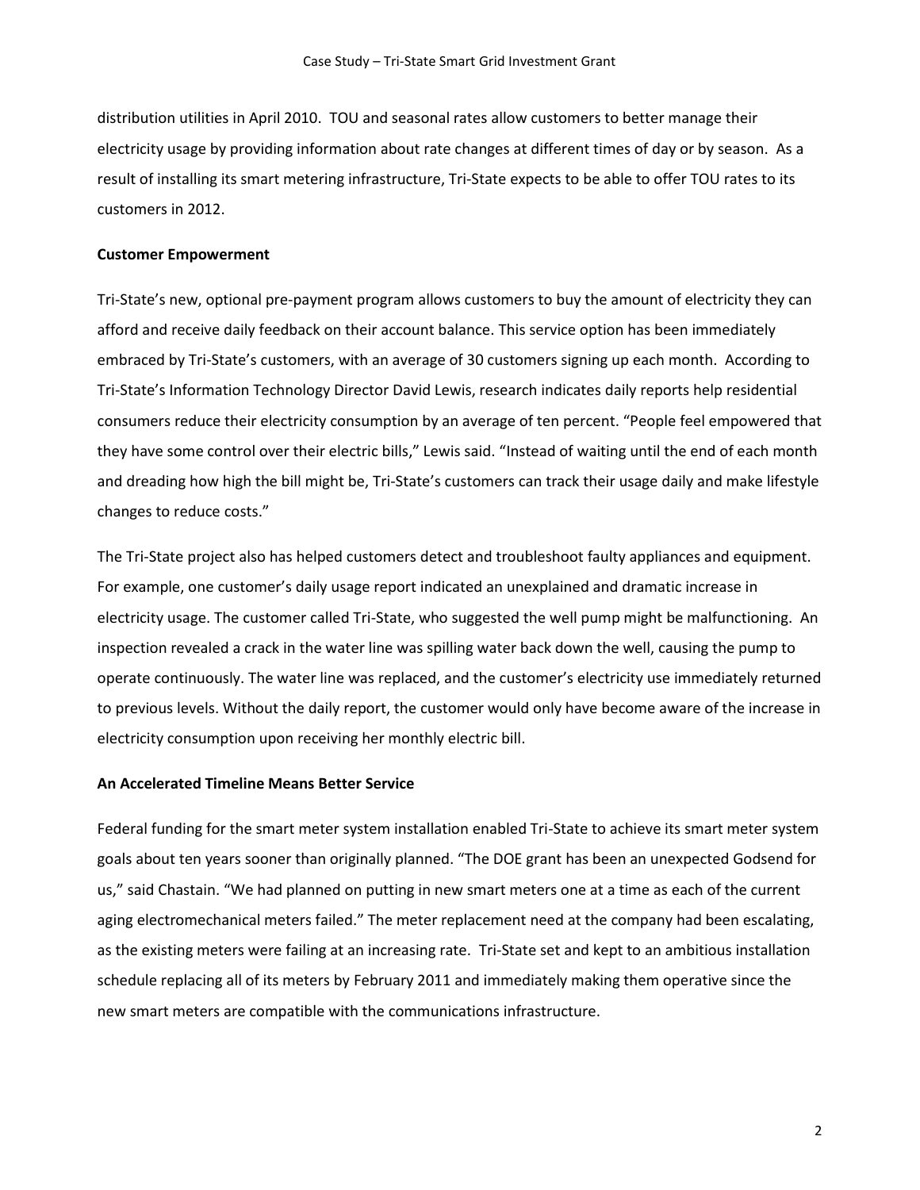distribution utilities in April 2010. TOU and seasonal rates allow customers to better manage their electricity usage by providing information about rate changes at different times of day or by season. As a result of installing its smart metering infrastructure, Tri-State expects to be able to offer TOU rates to its customers in 2012.

**Customer Empowerment**

Tri-State's new, optional pre-payment program allows customers to buy the amount of electricity they can afford and receive daily feedback on their account balance. This service option has been immediately embraced by Tri-State's customers, with an average of 30 customers signing up each month. According to Tri-State's Information Technology Director David Lewis, research indicates daily reports help residential consumers reduce their electricity consumption by an average of ten percent. "People feel empowered that they have some control over their electric bills," Lewis said. "Instead of waiting until the end of each month and dreading how high the bill might be, Tri-State's customers can track their usage daily and make lifestyle changes to reduce costs."

The Tri-State project also has helped customers detect and troubleshoot faulty appliances and equipment. For example, one customer's daily usage report indicated an unexplained and dramatic increase in electricity usage. The customer called Tri-State, who suggested the well pump might be malfunctioning. An inspection revealed a crack in the water line was spilling water back down the well, causing the pump to operate continuously. The water line was replaced, and the customer's electricity use immediately returned to previous levels. Without the daily report, the customer would only have become aware of the increase in electricity consumption upon receiving her monthly electric bill.

**An Accelerated Timeline Means Better Service**

Federal funding for the smart meter system installation enabled Tri-State to achieve its smart meter system goals about ten years sooner than originally planned. "The DOE grant has been an unexpected Godsend for us," said Chastain. "We had planned on putting in new smart meters one at a time as each of the current aging electromechanical meters failed." The meter replacement need at the company had been escalating, as the existing meters were failing at an increasing rate. Tri-State set and kept to an ambitious installation schedule replacing all of its meters by February 2011 and immediately making them operative since the new smart meters are compatible with the communications infrastructure.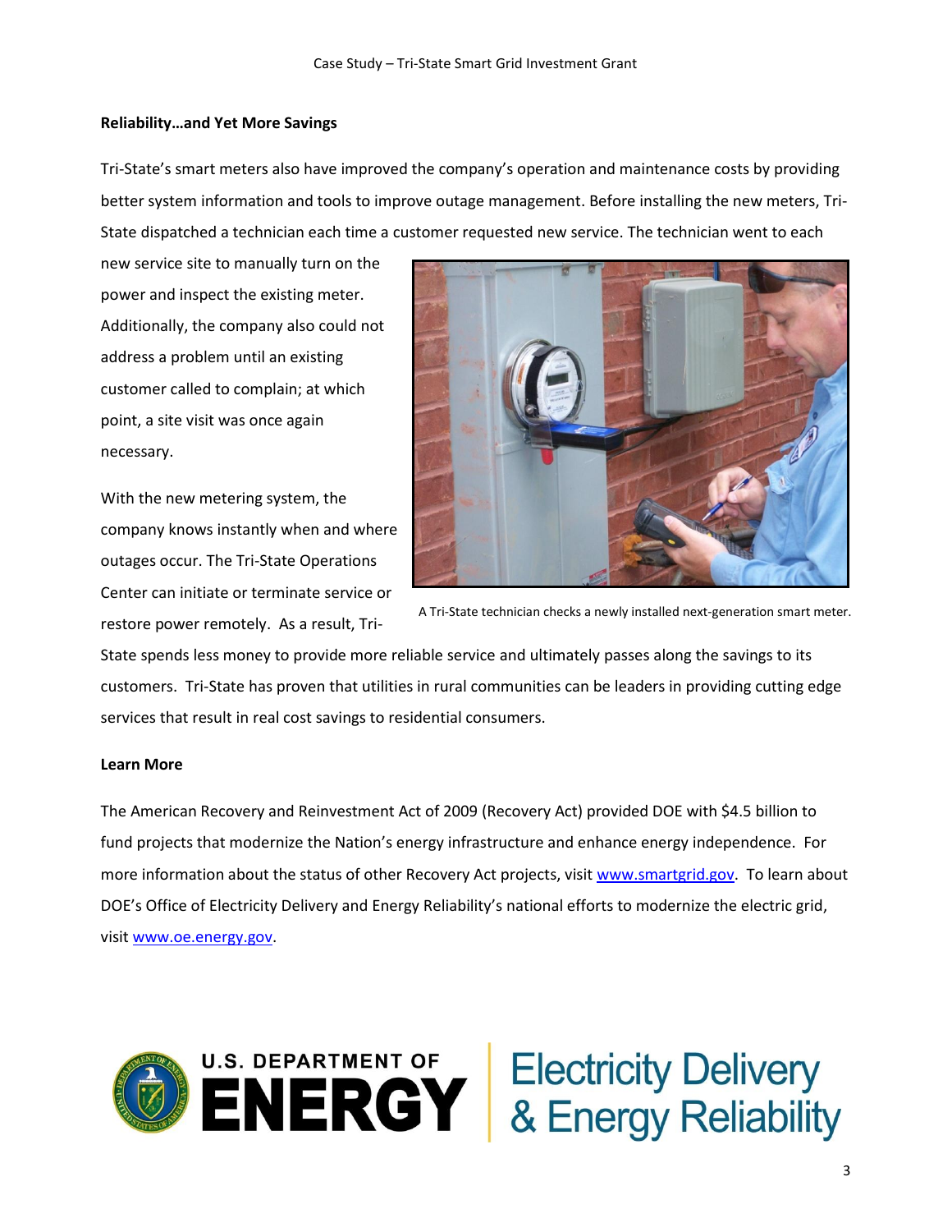**Reliability…and Yet More Savings**

Tri-State's smart meters also have improved the company's operation and maintenance costs by providing better system information and tools to improve outage management. Before installing the new meters, Tri-State dispatched a technician each time a customer requested new service. The technician went to each new service site to manually turn on the power and inspect the existing meter. Additionally, the company also could not address a problem until an existing customer called to complain; at which point, a site visit was once again necessary.

With the new metering system, the company knows instantly when and where outages occur. The Tri-State Operations Center can initiate or terminate service or restore power remotely. As a result, Tri-State spends less money to provide more reliable service and ultimately passes along the savings to its customers. Tri-State has proven that utilities in rural communities can be leaders in providing cutting edge services that result in real cost savings to residential consumers.

A Tri-State technician checks a newly installed next-generation smart meter.

**Learn More**

The American Recovery and Reinvestment Act of 2009 (Recovery Act) provided DOE with $4.5 billion to fund projects that modernize the Nation's energy infrastructure and enhance energy independence. For more information about the status of other Recovery Act projects, visit www.smartgrid.gov. To learn about DOE's Office of Electricity Delivery and Energy Reliability's national efforts to modernize the electric grid, visit www.oe.energy.gov.

U.S. DEPARTMENT OF ENERGY | Electricity Delivery & Energy Reliability